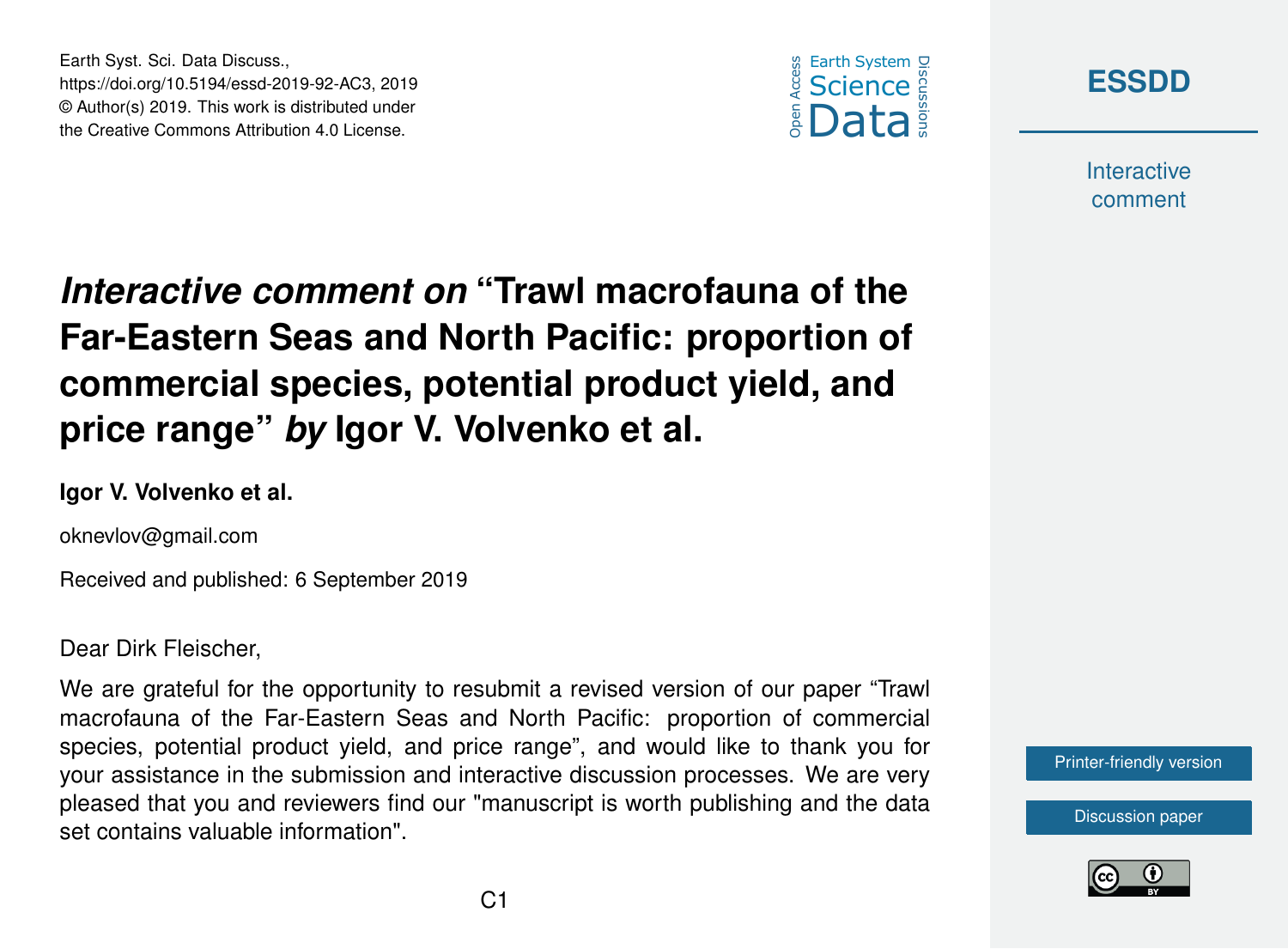# *Interactive comment on* "Trawl macrofauna of the Far-Eastern Seas and North Pacific: proportion of commercial species, potential product yield, and price range" *by* Igor V. Volvenko et al.

**Igor V. Volvenko et al.**

oknevlov@gmail.com

Received and published: 6 September 2019

Dear Dirk Fleischer,

We are grateful for the opportunity to resubmit a revised version of our paper "Trawl macrofauna of the Far-Eastern Seas and North Pacific: proportion of commercial species, potential product yield, and price range", and would like to thank you for your assistance in the submission and interactive discussion processes. We are very pleased that you and reviewers find our "manuscript is worth publishing and the data set contains valuable information".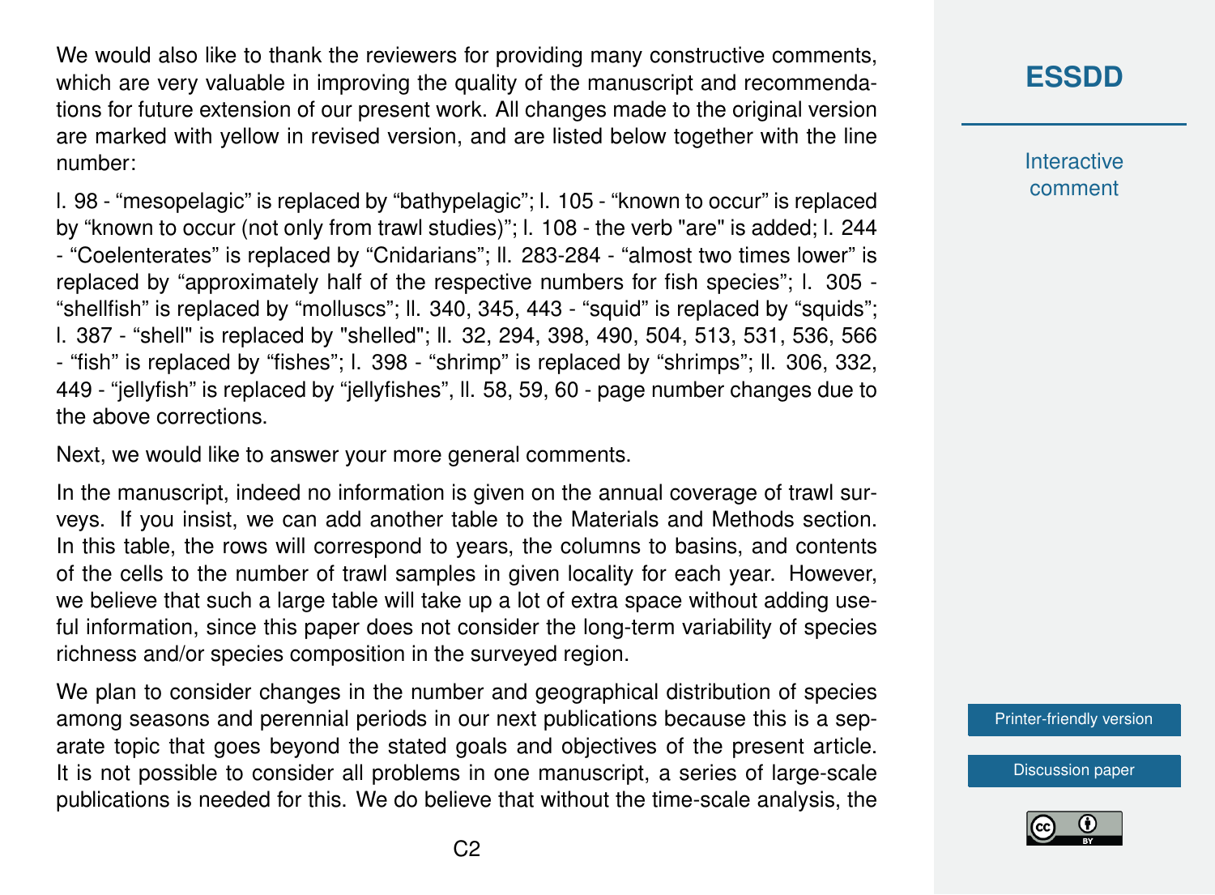We would also like to thank the reviewers for providing many constructive comments, which are very valuable in improving the quality of the manuscript and recommendations for future extension of our present work. All changes made to the original version are marked with yellow in revised version, and are listed below together with the line number:

l. 98 - “mesopelagic” is replaced by “bathypelagic”; l. 105 - “known to occur” is replaced by “known to occur (not only from trawl studies)”; l. 108 - the verb "are" is added; l. 244 - “Coelenterates” is replaced by “Cnidarians”; ll. 283-284 - “almost two times lower” is replaced by “approximately half of the respective numbers for fish species”; l. 305 - “shellfish” is replaced by “molluscs”; ll. 340, 345, 443 - “squid” is replaced by “squids”; l. 387 - “shell" is replaced by "shelled"; ll. 32, 294, 398, 490, 504, 513, 531, 536, 566 - “fish” is replaced by “fishes”; l. 398 - “shrimp” is replaced by “shrimps”; ll. 306, 332, 449 - “jellyfish” is replaced by “jellyfishes”, ll. 58, 59, 60 - page number changes due to the above corrections.

Next, we would like to answer your more general comments.

In the manuscript, indeed no information is given on the annual coverage of trawl surveys. If you insist, we can add another table to the Materials and Methods section. In this table, the rows will correspond to years, the columns to basins, and contents of the cells to the number of trawl samples in given locality for each year. However, we believe that such a large table will take up a lot of extra space without adding useful information, since this paper does not consider the long-term variability of species richness and/or species composition in the surveyed region.

We plan to consider changes in the number and geographical distribution of species among seasons and perennial periods in our next publications because this is a separate topic that goes beyond the stated goals and objectives of the present article. It is not possible to consider all problems in one manuscript, a series of large-scale publications is needed for this. We do believe that without the time-scale analysis, the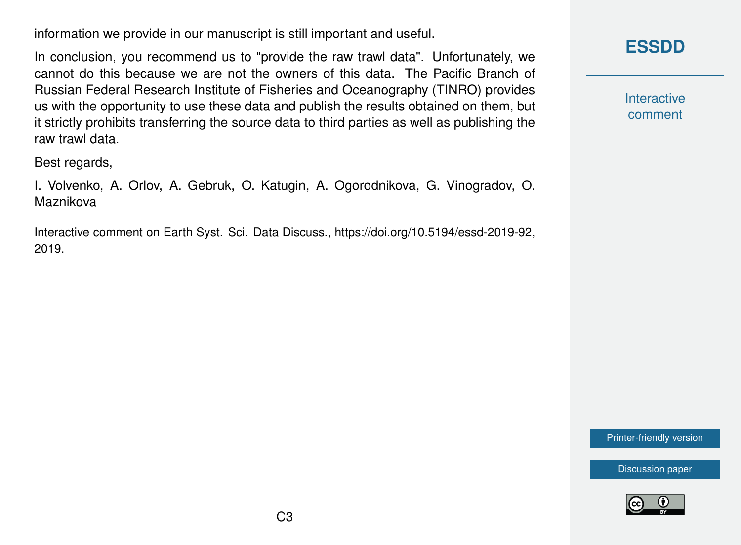information we provide in our manuscript is still important and useful.

In conclusion, you recommend us to "provide the raw trawl data". Unfortunately, we cannot do this because we are not the owners of this data. The Pacific Branch of Russian Federal Research Institute of Fisheries and Oceanography (TINRO) provides us with the opportunity to use these data and publish the results obtained on them, but it strictly prohibits transferring the source data to third parties as well as publishing the raw trawl data.

Best regards,

I. Volvenko, A. Orlov, A. Gebruk, O. Katugin, A. Ogorodnikova, G. Vinogradov, O. Maznikova

---

Interactive comment on Earth Syst. Sci. Data Discuss., https://doi.org/10.5194/essd-2019-92, 2019.